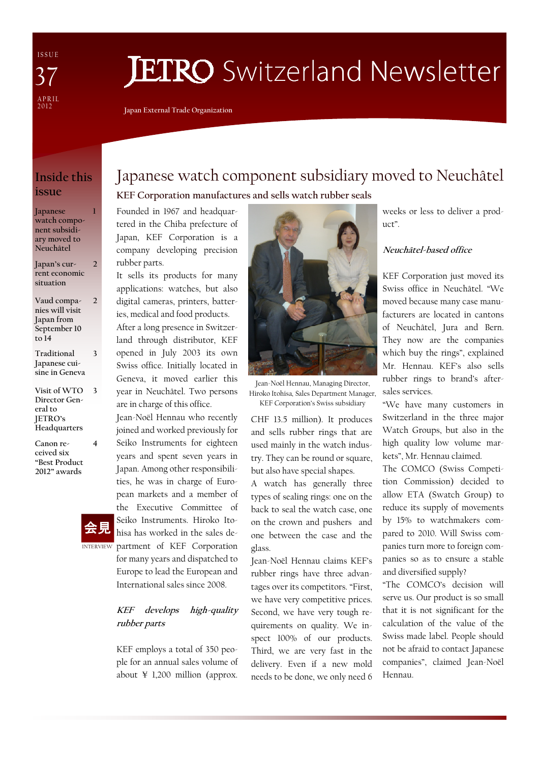ISSUE 37

APRIL 2012

# JETRO Switzerland Newsletter

Japan External Trade Organization

## Inside this issue

| | |
|---|---|
| Japanese watch component subsidiary moved to Neuchâtel | 1 |
| Japan's current economic situation | 2 |
| Vaud companies will visit Japan from September 10 to 14 | 2 |
| Traditional Japanese cuisine in Geneva | 3 |
| Visit of WTO Director General to JETRO's Headquarters | 3 |
| Canon received six "Best Product 2012" awards | 4 |

# Japanese watch component subsidiary moved to Neuchâtel

## KEF Corporation manufactures and sells watch rubber seals

会見 INTERVIEW

Founded in 1967 and headquartered in the Chiba prefecture of Japan, KEF Corporation is a company developing precision rubber parts.

It sells its products for many applications: watches, but also digital cameras, printers, batteries, medical and food products.

After a long presence in Switzerland through distributor, KEF opened in July 2003 its own Swiss office. Initially located in Geneva, it moved earlier this year in Neuchâtel. Two persons are in charge of this office.

Jean-Noël Hennau who recently joined and worked previously for Seiko Instruments for eighteen years and spent seven years in Japan. Among other responsibilities, he was in charge of European markets and a member of the Executive Committee of Seiko Instruments. Hiroko Itohisa has worked in the sales department of KEF Corporation for many years and dispatched to Europe to lead the European and International sales since 2008.

### *KEF develops high-quality rubber parts*

KEF employs a total of 350 people for an annual sales volume of about ¥ 1,200 million (approx. CHF 13.5 million). It produces and sells rubber rings that are used mainly in the watch industry. They can be round or square, but also have special shapes.

Jean-Noël Hennau, Managing Director, Hiroko Itohisa, Sales Department Manager, KEF Corporation's Swiss subsidiary

A watch has generally three types of sealing rings: one on the back to seal the watch case, one on the crown and pushers and one between the case and the glass.

Jean-Noël Hennau claims KEF's rubber rings have three advantages over its competitors. "First, we have very competitive prices. Second, we have very tough requirements on quality. We inspect 100% of our products. Third, we are very fast in the delivery. Even if a new mold needs to be done, we only need 6 weeks or less to deliver a product".

### *Neuchâtel-based office*

KEF Corporation just moved its Swiss office in Neuchâtel. "We moved because many case manufacturers are located in cantons of Neuchâtel, Jura and Bern. They now are the companies which buy the rings", explained Mr. Hennau. KEF's also sells rubber rings to brand's after-sales services.

"We have many customers in Switzerland in the three major Watch Groups, but also in the high quality low volume markets", Mr. Hennau claimed.

The COMCO (Swiss Competition Commission) decided to allow ETA (Swatch Group) to reduce its supply of movements by 15% to watchmakers compared to 2010. Will Swiss companies turn more to foreign companies so as to ensure a stable and diversified supply?

"The COMCO's decision will serve us. Our product is so small that it is not significant for the calculation of the value of the Swiss made label. People should not be afraid to contact Japanese companies", claimed Jean-Noël Hennau.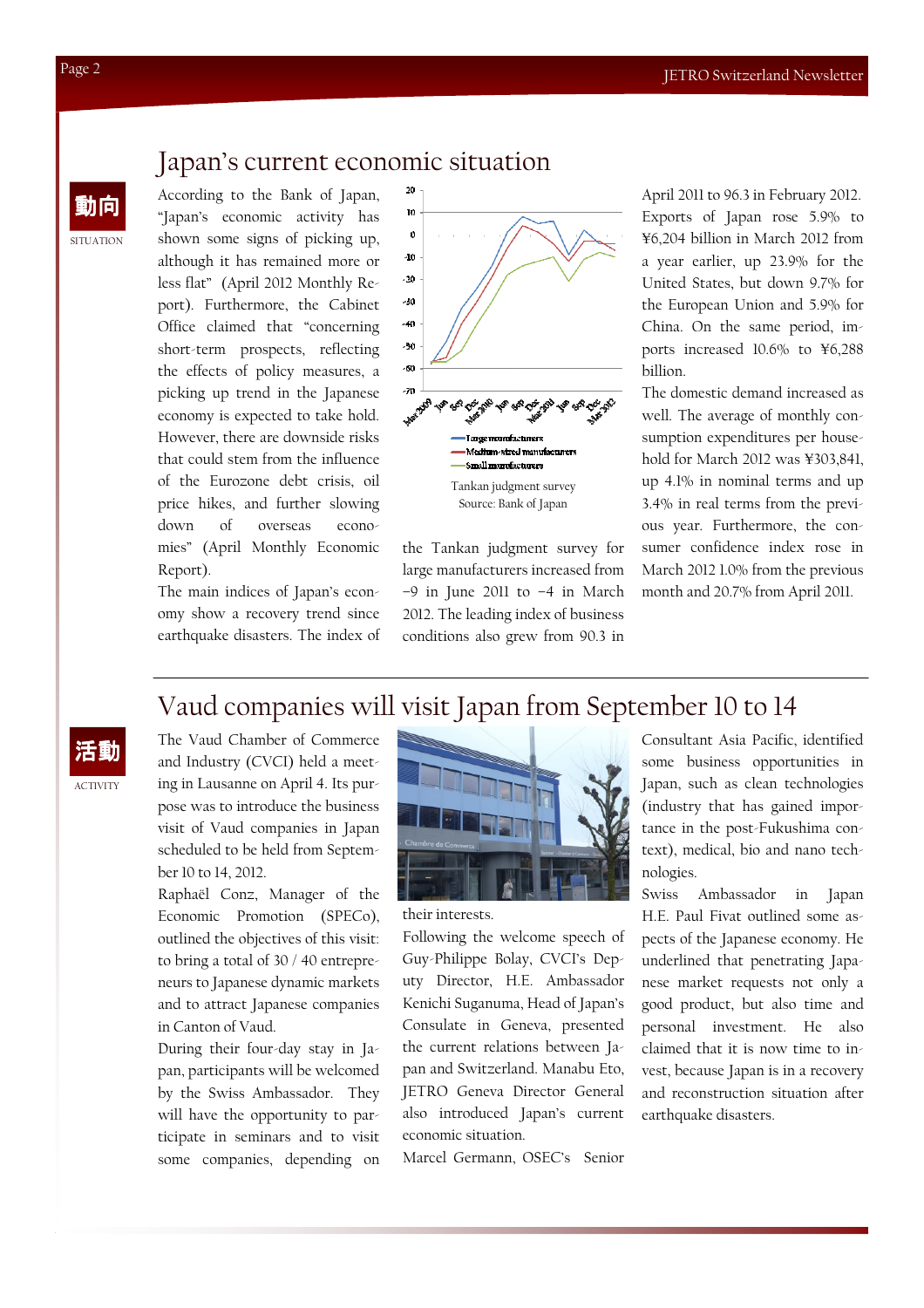## Japan's current economic situation

動向

SITUATION

According to the Bank of Japan, "Japan's economic activity has shown some signs of picking up, although it has remained more or less flat" (April 2012 Monthly Report). Furthermore, the Cabinet Office claimed that "concerning short-term prospects, reflecting the effects of policy measures, a picking up trend in the Japanese economy is expected to take hold. However, there are downside risks that could stem from the influence of the Eurozone debt crisis, oil price hikes, and further slowing down of overseas economies" (April Monthly Economic Report).

The main indices of Japan's economy show a recovery trend since earthquake disasters. The index of the Tankan judgment survey for large manufacturers increased from −9 in June 2011 to −4 in March 2012. The leading index of business conditions also grew from 90.3 in April 2011 to 96.3 in February 2012. Exports of Japan rose 5.9% to ¥6,204 billion in March 2012 from a year earlier, up 23.9% for the United States, but down 9.7% for the European Union and 5.9% for China. On the same period, imports increased 10.6% to ¥6,288 billion.

Tankan judgment survey
Source: Bank of Japan

The domestic demand increased as well. The average of monthly consumption expenditures per household for March 2012 was ¥303,841, up 4.1% in nominal terms and up 3.4% in real terms from the previous year. Furthermore, the consumer confidence index rose in March 2012 1.0% from the previous month and 20.7% from April 2011.

## Vaud companies will visit Japan from September 10 to 14

活動

ACTIVITY

The Vaud Chamber of Commerce and Industry (CVCI) held a meeting in Lausanne on April 4. Its purpose was to introduce the business visit of Vaud companies in Japan scheduled to be held from September 10 to 14, 2012.

Raphaël Conz, Manager of the Economic Promotion (SPECo), outlined the objectives of this visit: to bring a total of 30 / 40 entrepreneurs to Japanese dynamic markets and to attract Japanese companies in Canton of Vaud.

During their four-day stay in Japan, participants will be welcomed by the Swiss Ambassador. They will have the opportunity to participate in seminars and to visit some companies, depending on their interests.

Following the welcome speech of Guy-Philippe Bolay, CVCI's Deputy Director, H.E. Ambassador Kenichi Suganuma, Head of Japan's Consulate in Geneva, presented the current relations between Japan and Switzerland. Manabu Eto, JETRO Geneva Director General also introduced Japan's current economic situation.

Marcel Germann, OSEC's Senior Consultant Asia Pacific, identified some business opportunities in Japan, such as clean technologies (industry that has gained importance in the post-Fukushima context), medical, bio and nano technologies.

Swiss Ambassador in Japan H.E. Paul Fivat outlined some aspects of the Japanese economy. He underlined that penetrating Japanese market requests not only a good product, but also time and personal investment. He also claimed that it is now time to invest, because Japan is in a recovery and reconstruction situation after earthquake disasters.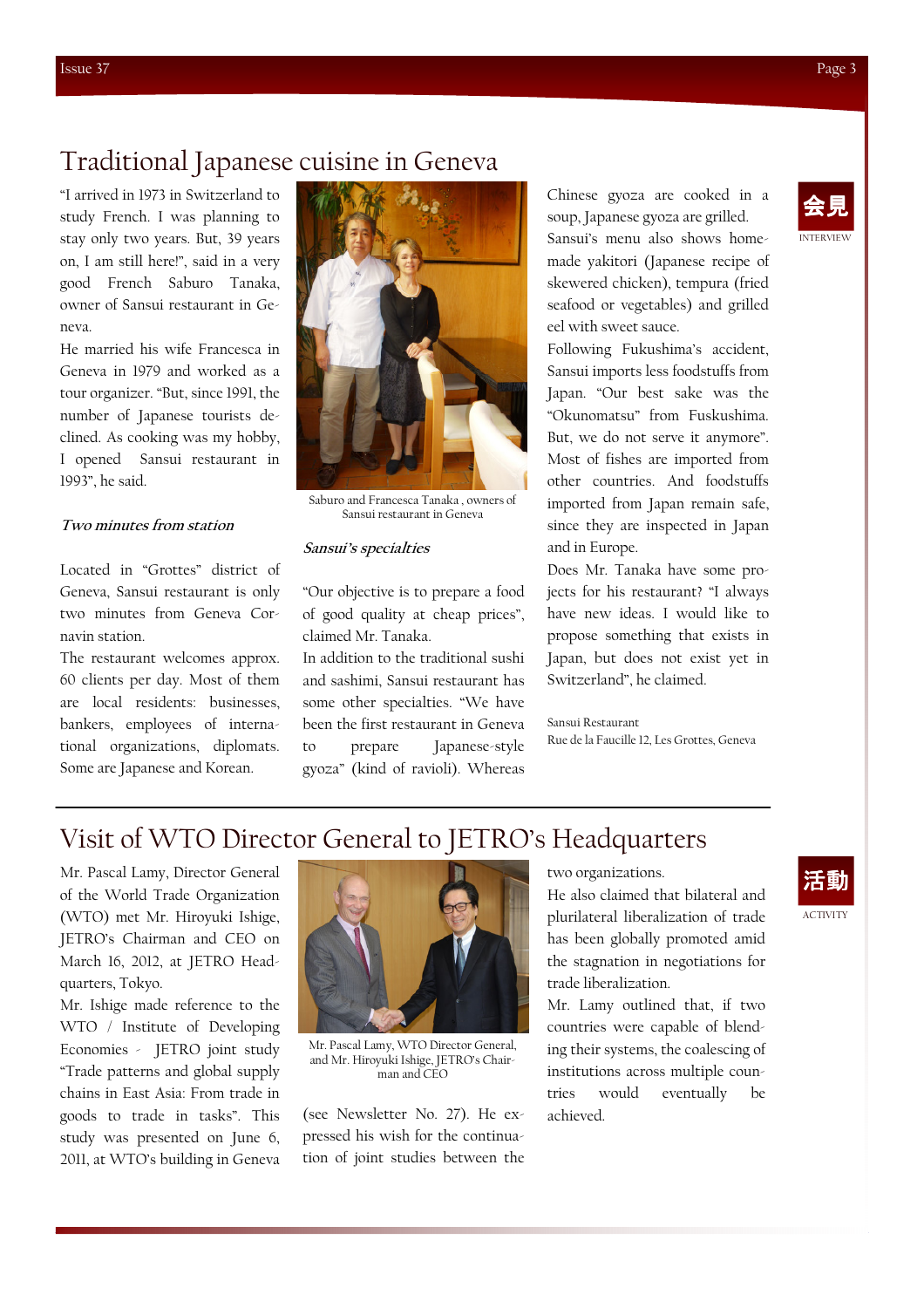# Traditional Japanese cuisine in Geneva

会見
INTERVIEW

"I arrived in 1973 in Switzerland to study French. I was planning to stay only two years. But, 39 years on, I am still here!", said in a very good French Saburo Tanaka, owner of Sansui restaurant in Geneva.

He married his wife Francesca in Geneva in 1979 and worked as a tour organizer. "But, since 1991, the number of Japanese tourists declined. As cooking was my hobby, I opened Sansui restaurant in 1993", he said.

Saburo and Francesca Tanaka , owners of Sansui restaurant in Geneva

*Two minutes from station*

Located in "Grottes" district of Geneva, Sansui restaurant is only two minutes from Geneva Cornavin station.

The restaurant welcomes approx. 60 clients per day. Most of them are local residents: businesses, bankers, employees of international organizations, diplomats. Some are Japanese and Korean.

*Sansui's specialties*

"Our objective is to prepare a food of good quality at cheap prices", claimed Mr. Tanaka.

In addition to the traditional sushi and sashimi, Sansui restaurant has some other specialties. "We have been the first restaurant in Geneva to prepare Japanese-style gyoza" (kind of ravioli). Whereas Chinese gyoza are cooked in a soup, Japanese gyoza are grilled.

Sansui's menu also shows home-made yakitori (Japanese recipe of skewered chicken), tempura (fried seafood or vegetables) and grilled eel with sweet sauce.

Following Fukushima's accident, Sansui imports less foodstuffs from Japan. "Our best sake was the "Okunomatsu" from Fuskushima. But, we do not serve it anymore". Most of fishes are imported from other countries. And foodstuffs imported from Japan remain safe, since they are inspected in Japan and in Europe.

Does Mr. Tanaka have some projects for his restaurant? "I always have new ideas. I would like to propose something that exists in Japan, but does not exist yet in Switzerland", he claimed.

Sansui Restaurant
Rue de la Faucille 12, Les Grottes, Geneva

# Visit of WTO Director General to JETRO's Headquarters

活動
ACTIVITY

Mr. Pascal Lamy, Director General of the World Trade Organization (WTO) met Mr. Hiroyuki Ishige, JETRO's Chairman and CEO on March 16, 2012, at JETRO Headquarters, Tokyo.

Mr. Ishige made reference to the WTO / Institute of Developing Economies - JETRO joint study "Trade patterns and global supply chains in East Asia: From trade in goods to trade in tasks". This study was presented on June 6, 2011, at WTO's building in Geneva (see Newsletter No. 27). He expressed his wish for the continuation of joint studies between the two organizations.

Mr. Pascal Lamy, WTO Director General, and Mr. Hiroyuki Ishige, JETRO's Chairman and CEO

He also claimed that bilateral and plurilateral liberalization of trade has been globally promoted amid the stagnation in negotiations for trade liberalization.

Mr. Lamy outlined that, if two countries were capable of blending their systems, the coalescing of institutions across multiple countries would eventually be achieved.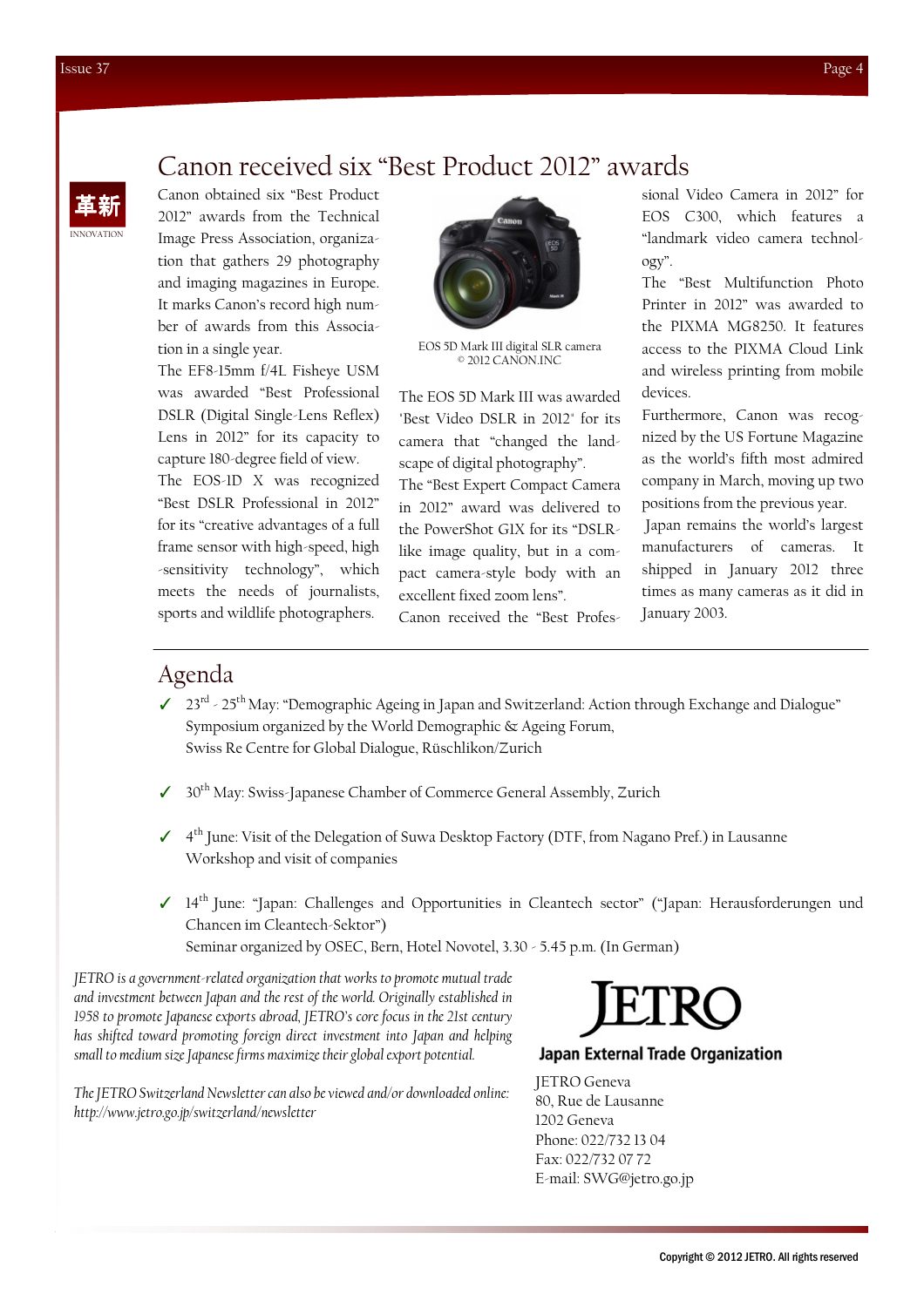# Canon received six "Best Product 2012" awards

革新
INNOVATION

Canon obtained six "Best Product 2012" awards from the Technical Image Press Association, organization that gathers 29 photography and imaging magazines in Europe. It marks Canon's record high number of awards from this Association in a single year.

The EF8-15mm f/4L Fisheye USM was awarded "Best Professional DSLR (Digital Single-Lens Reflex) Lens in 2012" for its capacity to capture 180-degree field of view.

The EOS-1D X was recognized "Best DSLR Professional in 2012" for its "creative advantages of a full frame sensor with high-speed, high-sensitivity technology", which meets the needs of journalists, sports and wildlife photographers.

EOS 5D Mark III digital SLR camera
© 2012 CANON.INC

The EOS 5D Mark III was awarded 'Best Video DSLR in 2012' for its camera that "changed the landscape of digital photography".

The "Best Expert Compact Camera in 2012" award was delivered to the PowerShot G1X for its "DSLR-like image quality, but in a compact camera-style body with an excellent fixed zoom lens".

Canon received the "Best Professional Video Camera in 2012" for EOS C300, which features a "landmark video camera technology".

The "Best Multifunction Photo Printer in 2012" was awarded to the PIXMA MG8250. It features access to the PIXMA Cloud Link and wireless printing from mobile devices.

Furthermore, Canon was recognized by the US Fortune Magazine as the world's fifth most admired company in March, moving up two positions from the previous year.

Japan remains the world's largest manufacturers of cameras. It shipped in January 2012 three times as many cameras as it did in January 2003.

## Agenda

- ✓ 23rd - 25th May: "Demographic Ageing in Japan and Switzerland: Action through Exchange and Dialogue"
  Symposium organized by the World Demographic & Ageing Forum,
  Swiss Re Centre for Global Dialogue, Rüschlikon/Zurich

- ✓ 30th May: Swiss-Japanese Chamber of Commerce General Assembly, Zurich

- ✓ 4th June: Visit of the Delegation of Suwa Desktop Factory (DTF, from Nagano Pref.) in Lausanne
  Workshop and visit of companies

- ✓ 14th June: "Japan: Challenges and Opportunities in Cleantech sector" ("Japan: Herausforderungen und Chancen im Cleantech-Sektor")
  Seminar organized by OSEC, Bern, Hotel Novotel, 3.30 - 5.45 p.m. (In German)

*JETRO is a government-related organization that works to promote mutual trade and investment between Japan and the rest of the world. Originally established in 1958 to promote Japanese exports abroad, JETRO's core focus in the 21st century has shifted toward promoting foreign direct investment into Japan and helping small to medium size Japanese firms maximize their global export potential.*

*The JETRO Switzerland Newsletter can also be viewed and/or downloaded online: http://www.jetro.go.jp/switzerland/newsletter*

JETRO
**Japan External Trade Organization**

JETRO Geneva
80, Rue de Lausanne
1202 Geneva
Phone: 022/732 13 04
Fax: 022/732 07 72
E-mail: SWG@jetro.go.jp

Copyright © 2012 JETRO. All rights reserved